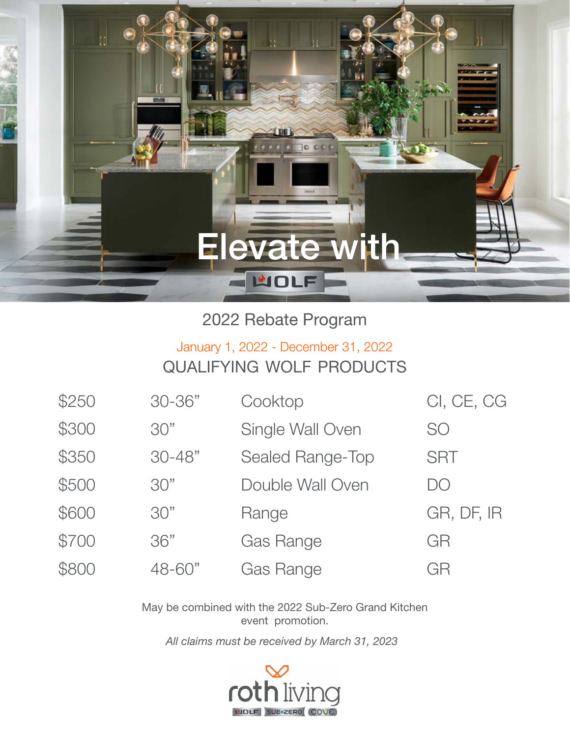# Elevate with WOLF

## 2022 Rebate Program

January 1, 2022 - December 31, 2022

### QUALIFYING WOLF PRODUCTS

| | | | |
|---|---|---|---|
| $250 | 30-36" | Cooktop | CI, CE, CG |
| $300 | 30" | Single Wall Oven | SO |
| $350 | 30-48" | Sealed Range-Top | SRT |
| $500 | 30" | Double Wall Oven | DO |
| $600 | 30" | Range | GR, DF, IR |
| $700 | 36" | Gas Range | GR |
| $800 | 48-60" | Gas Range | GR |

May be combined with the 2022 Sub-Zero Grand Kitchen event promotion.

*All claims must be received by March 31, 2023*

roth living

WOLF SUB-ZERO COVE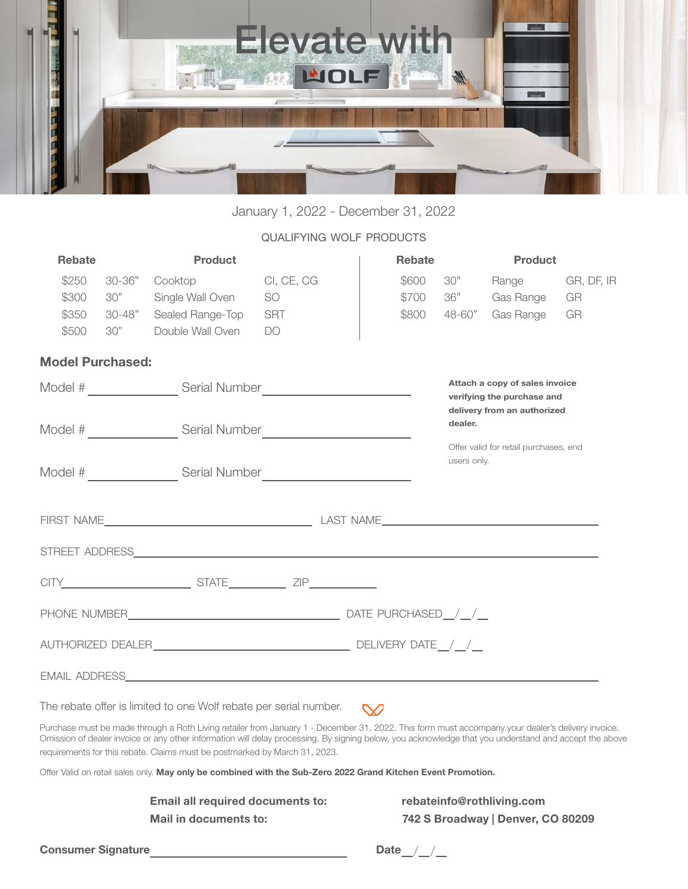# Elevate with WOLF

January 1, 2022 - December 31, 2022

QUALIFYING WOLF PRODUCTS

| Rebate | | Product | | Rebate | | Product | |
|---|---|---|---|---|---|---|---|
| $250 | 30-36" | Cooktop | CI, CE, CG | $600 | 30" | Range | GR, DF, IR |
| $300 | 30" | Single Wall Oven | SO | $700 | 36" | Gas Range | GR |
| $350 | 30-48" | Sealed Range-Top | SRT | $800 | 48-60" | Gas Range | GR |
| $500 | 30" | Double Wall Oven | DO | | | | |

**Model Purchased:**

Model # ____________ Serial Number ____________________

Model # ____________ Serial Number ____________________

Model # ____________ Serial Number ____________________

**Attach a copy of sales invoice verifying the purchase and delivery from an authorized dealer.**

Offer valid for retail purchases, end users only.

FIRST NAME ____________________ LAST NAME ____________________

STREET ADDRESS ________________________________________

CITY ____________ STATE ________ ZIP ________

PHONE NUMBER ____________________ DATE PURCHASED __/__/__

AUTHORIZED DEALER ____________________ DELIVERY DATE __/__/__

EMAIL ADDRESS ________________________________________

The rebate offer is limited to one Wolf rebate per serial number.

Purchase must be made through a Roth Living retailer from January 1 - December 31, 2022. This form must accompany your dealer's delivery invoice. Omission of dealer invoice or any other information will delay processing. By signing below, you acknowledge that you understand and accept the above requirements for this rebate. Claims must be postmarked by March 31, 2023.

Offer Valid on retail sales only. **May only be combined with the Sub-Zero 2022 Grand Kitchen Event Promotion.**

**Email all required documents to:** **rebateinfo@rothliving.com**

**Mail in documents to:** **742 S Broadway | Denver, CO 80209**

**Consumer Signature** ____________________ **Date** __/__/__